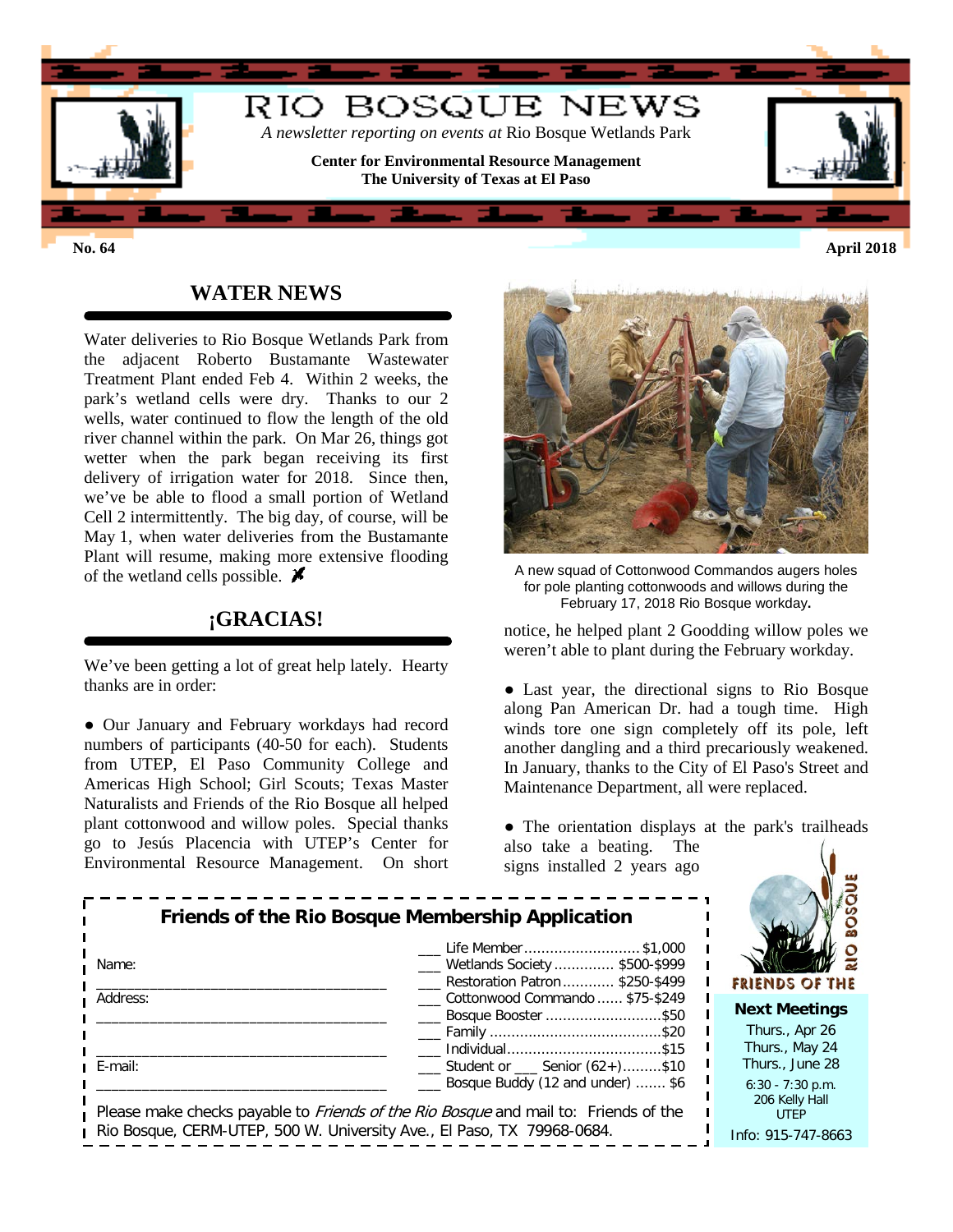# RIO BOSQUE NEWS

*A newsletter reporting on events at* Rio Bosque Wetlands Park

**Center for Environmental Resource Management**
**The University of Texas at El Paso**

**No. 64** **April 2018**

## WATER NEWS

Water deliveries to Rio Bosque Wetlands Park from the adjacent Roberto Bustamante Wastewater Treatment Plant ended Feb 4. Within 2 weeks, the park's wetland cells were dry. Thanks to our 2 wells, water continued to flow the length of the old river channel within the park. On Mar 26, things got wetter when the park began receiving its first delivery of irrigation water for 2018. Since then, we've be able to flood a small portion of Wetland Cell 2 intermittently. The big day, of course, will be May 1, when water deliveries from the Bustamante Plant will resume, making more extensive flooding of the wetland cells possible.

## ¡GRACIAS!

We've been getting a lot of great help lately. Hearty thanks are in order:

● Our January and February workdays had record numbers of participants (40-50 for each). Students from UTEP, El Paso Community College and Americas High School; Girl Scouts; Texas Master Naturalists and Friends of the Rio Bosque all helped plant cottonwood and willow poles. Special thanks go to Jesús Placencia with UTEP's Center for Environmental Resource Management. On short notice, he helped plant 2 Goodding willow poles we weren't able to plant during the February workday.

A new squad of Cottonwood Commandos augers holes for pole planting cottonwoods and willows during the February 17, 2018 Rio Bosque workday.

● Last year, the directional signs to Rio Bosque along Pan American Dr. had a tough time. High winds tore one sign completely off its pole, left another dangling and a third precariously weakened. In January, thanks to the City of El Paso's Street and Maintenance Department, all were replaced.

● The orientation displays at the park's trailheads also take a beating. The signs installed 2 years ago

---

### Friends of the Rio Bosque Membership Application

Name: ______________________________

Address: ______________________________

______________________________

E-mail: ______________________________

___ Life Member .......................... $1,000
___ Wetlands Society .............. $500-$999
___ Restoration Patron ............ $250-$499
___ Cottonwood Commando ...... $75-$249
___ Bosque Booster ........................... $50
___ Family ........................................ $20
___ Individual ..................................... $15
___ Student or ___ Senior (62+).........$10
___ Bosque Buddy (12 and under) ....... $6

Please make checks payable to *Friends of the Rio Bosque* and mail to: Friends of the Rio Bosque, CERM-UTEP, 500 W. University Ave., El Paso, TX 79968-0684.

---

FRIENDS OF THE RIO BOSQUE

**Next Meetings**

Thurs., Apr 26
Thurs., May 24
Thurs., June 28

6:30 - 7:30 p.m.
206 Kelly Hall
UTEP

Info: 915-747-8663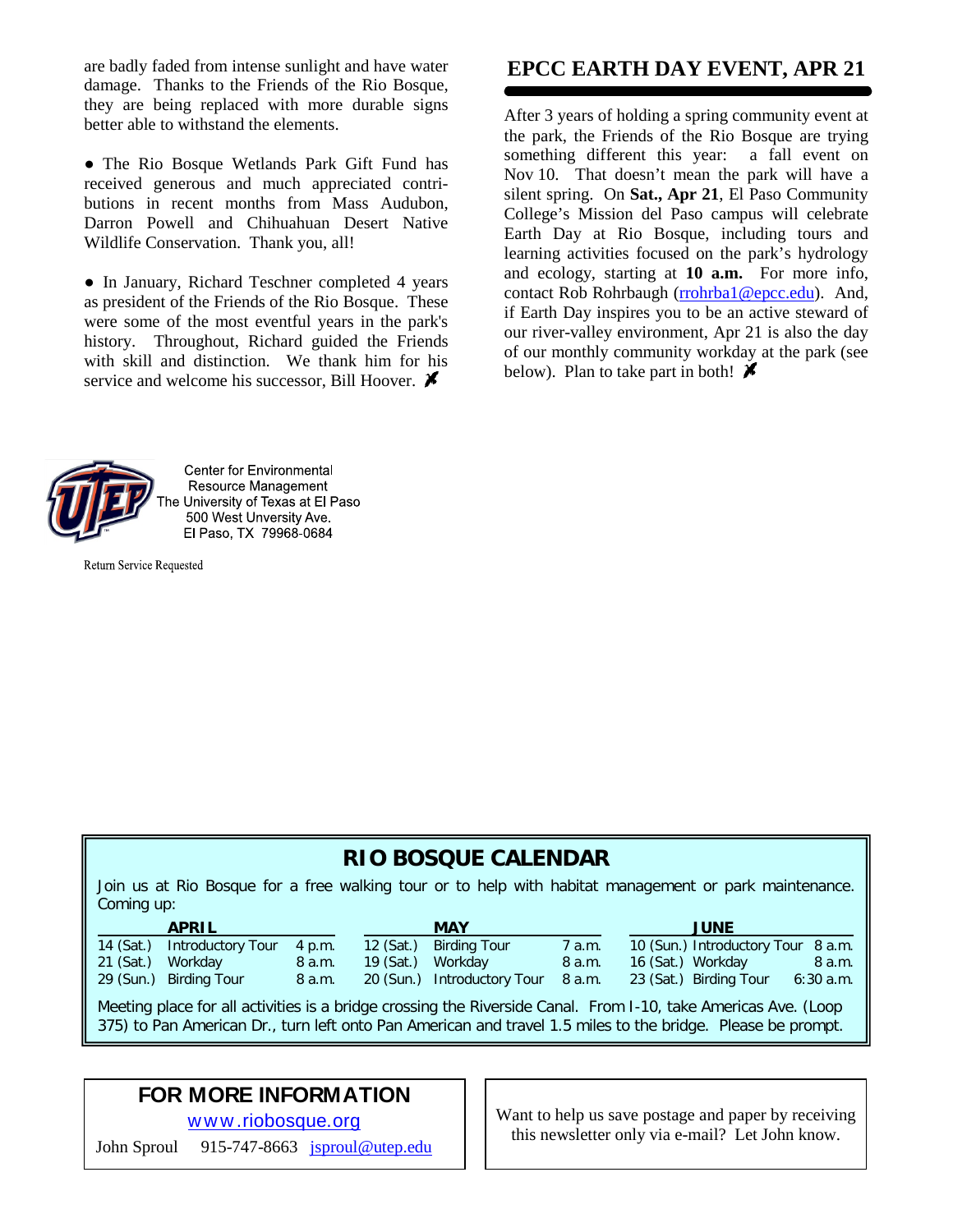are badly faded from intense sunlight and have water damage. Thanks to the Friends of the Rio Bosque, they are being replaced with more durable signs better able to withstand the elements.

- The Rio Bosque Wetlands Park Gift Fund has received generous and much appreciated contributions in recent months from Mass Audubon, Darron Powell and Chihuahuan Desert Native Wildlife Conservation. Thank you, all!

- In January, Richard Teschner completed 4 years as president of the Friends of the Rio Bosque. These were some of the most eventful years in the park's history. Throughout, Richard guided the Friends with skill and distinction. We thank him for his service and welcome his successor, Bill Hoover.

## EPCC EARTH DAY EVENT, APR 21

After 3 years of holding a spring community event at the park, the Friends of the Rio Bosque are trying something different this year: a fall event on Nov 10. That doesn't mean the park will have a silent spring. On **Sat., Apr 21**, El Paso Community College's Mission del Paso campus will celebrate Earth Day at Rio Bosque, including tours and learning activities focused on the park's hydrology and ecology, starting at **10 a.m.** For more info, contact Rob Rohrbaugh (rrohrba1@epcc.edu). And, if Earth Day inspires you to be an active steward of our river-valley environment, Apr 21 is also the day of our monthly community workday at the park (see below). Plan to take part in both!

Center for Environmental Resource Management
The University of Texas at El Paso
500 West Unversity Ave.
El Paso, TX 79968-0684

Return Service Requested

## RIO BOSQUE CALENDAR

Join us at Rio Bosque for a free walking tour or to help with habitat management or park maintenance. Coming up:

| APRIL | | | MAY | | | JUNE | | |
|---|---|---|---|---|---|---|---|---|
| 14 (Sat.) | Introductory Tour | 4 p.m. | 12 (Sat.) | Birding Tour | 7 a.m. | 10 (Sun.) | Introductory Tour | 8 a.m. |
| 21 (Sat.) | Workday | 8 a.m. | 19 (Sat.) | Workday | 8 a.m. | 16 (Sat.) | Workday | 8 a.m. |
| 29 (Sun.) | Birding Tour | 8 a.m. | 20 (Sun.) | Introductory Tour | 8 a.m. | 23 (Sat.) | Birding Tour | 6:30 a.m. |

Meeting place for all activities is a bridge crossing the Riverside Canal. From I-10, take Americas Ave. (Loop 375) to Pan American Dr., turn left onto Pan American and travel 1.5 miles to the bridge. Please be prompt.

## FOR MORE INFORMATION

www.riobosque.org

John Sproul 915-747-8663 jsproul@utep.edu

Want to help us save postage and paper by receiving this newsletter only via e-mail? Let John know.